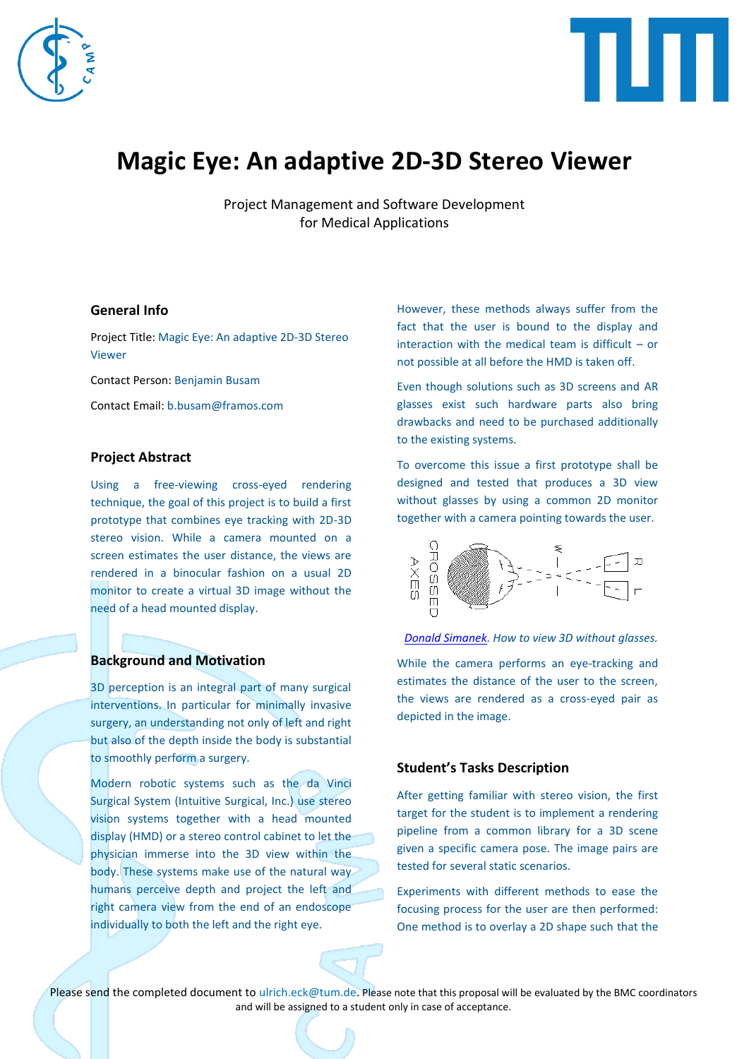# Magic Eye: An adaptive 2D-3D Stereo Viewer

Project Management and Software Development
for Medical Applications

## General Info

Project Title: Magic Eye: An adaptive 2D-3D Stereo Viewer

Contact Person: Benjamin Busam

Contact Email: b.busam@framos.com

## Project Abstract

Using a free-viewing cross-eyed rendering technique, the goal of this project is to build a first prototype that combines eye tracking with 2D-3D stereo vision. While a camera mounted on a screen estimates the user distance, the views are rendered in a binocular fashion on a usual 2D monitor to create a virtual 3D image without the need of a head mounted display.

## Background and Motivation

3D perception is an integral part of many surgical interventions. In particular for minimally invasive surgery, an understanding not only of left and right but also of the depth inside the body is substantial to smoothly perform a surgery.

Modern robotic systems such as the da Vinci Surgical System (Intuitive Surgical, Inc.) use stereo vision systems together with a head mounted display (HMD) or a stereo control cabinet to let the physician immerse into the 3D view within the body. These systems make use of the natural way humans perceive depth and project the left and right camera view from the end of an endoscope individually to both the left and the right eye.

However, these methods always suffer from the fact that the user is bound to the display and interaction with the medical team is difficult – or not possible at all before the HMD is taken off.

Even though solutions such as 3D screens and AR glasses exist such hardware parts also bring drawbacks and need to be purchased additionally to the existing systems.

To overcome this issue a first prototype shall be designed and tested that produces a 3D view without glasses by using a common 2D monitor together with a camera pointing towards the user.

*Donald Simanek. How to view 3D without glasses.*

While the camera performs an eye-tracking and estimates the distance of the user to the screen, the views are rendered as a cross-eyed pair as depicted in the image.

## Student's Tasks Description

After getting familiar with stereo vision, the first target for the student is to implement a rendering pipeline from a common library for a 3D scene given a specific camera pose. The image pairs are tested for several static scenarios.

Experiments with different methods to ease the focusing process for the user are then performed: One method is to overlay a 2D shape such that the

Please send the completed document to ulrich.eck@tum.de. Please note that this proposal will be evaluated by the BMC coordinators and will be assigned to a student only in case of acceptance.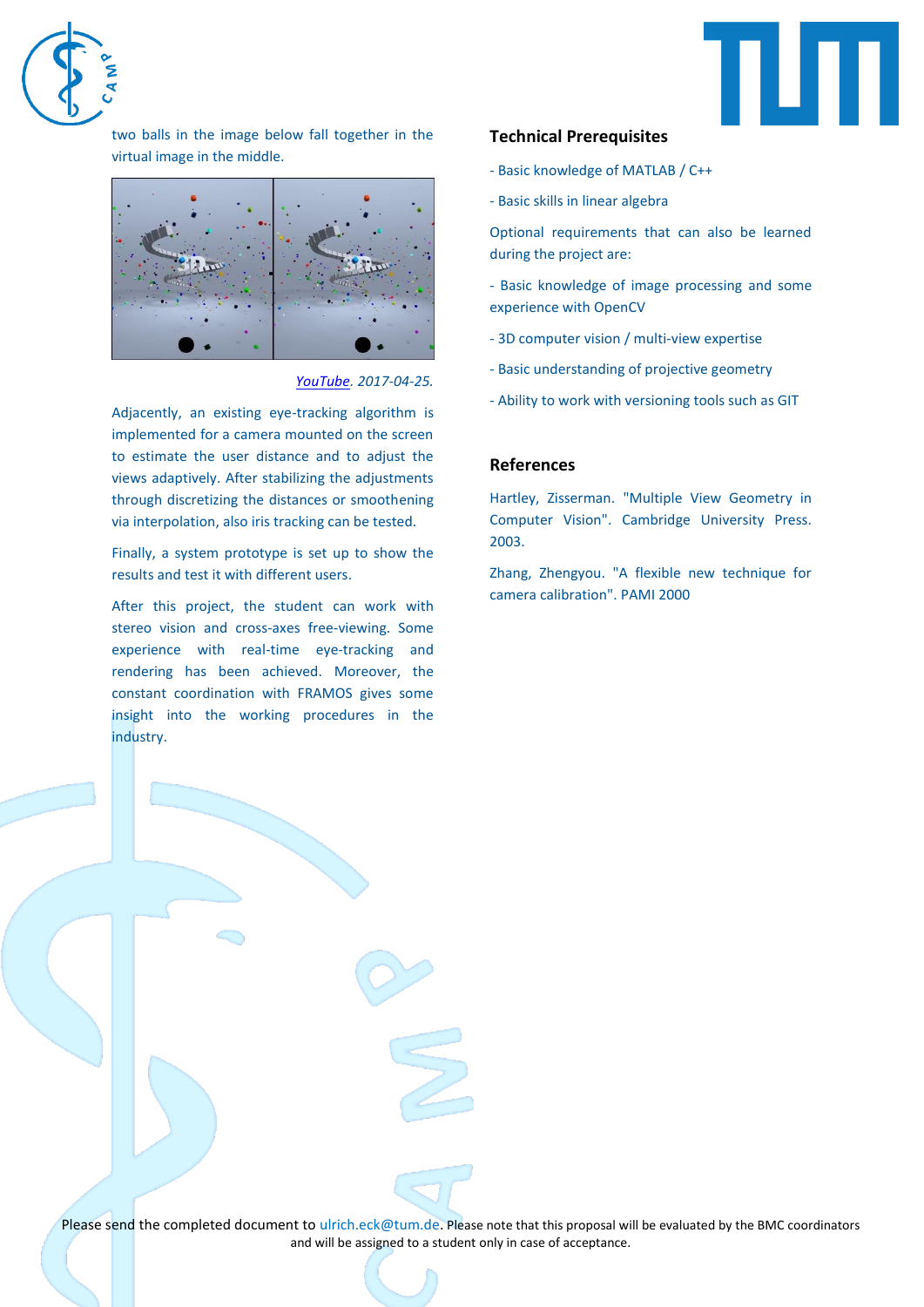two balls in the image below fall together in the virtual image in the middle.

*YouTube. 2017-04-25.*

Adjacently, an existing eye-tracking algorithm is implemented for a camera mounted on the screen to estimate the user distance and to adjust the views adaptively. After stabilizing the adjustments through discretizing the distances or smoothening via interpolation, also iris tracking can be tested.

Finally, a system prototype is set up to show the results and test it with different users.

After this project, the student can work with stereo vision and cross-axes free-viewing. Some experience with real-time eye-tracking and rendering has been achieved. Moreover, the constant coordination with FRAMOS gives some insight into the working procedures in the industry.

## Technical Prerequisites

- Basic knowledge of MATLAB / C++
- Basic skills in linear algebra

Optional requirements that can also be learned during the project are:

- Basic knowledge of image processing and some experience with OpenCV
- 3D computer vision / multi-view expertise
- Basic understanding of projective geometry
- Ability to work with versioning tools such as GIT

## References

Hartley, Zisserman. "Multiple View Geometry in Computer Vision". Cambridge University Press. 2003.

Zhang, Zhengyou. "A flexible new technique for camera calibration". PAMI 2000

Please send the completed document to ulrich.eck@tum.de. Please note that this proposal will be evaluated by the BMC coordinators and will be assigned to a student only in case of acceptance.